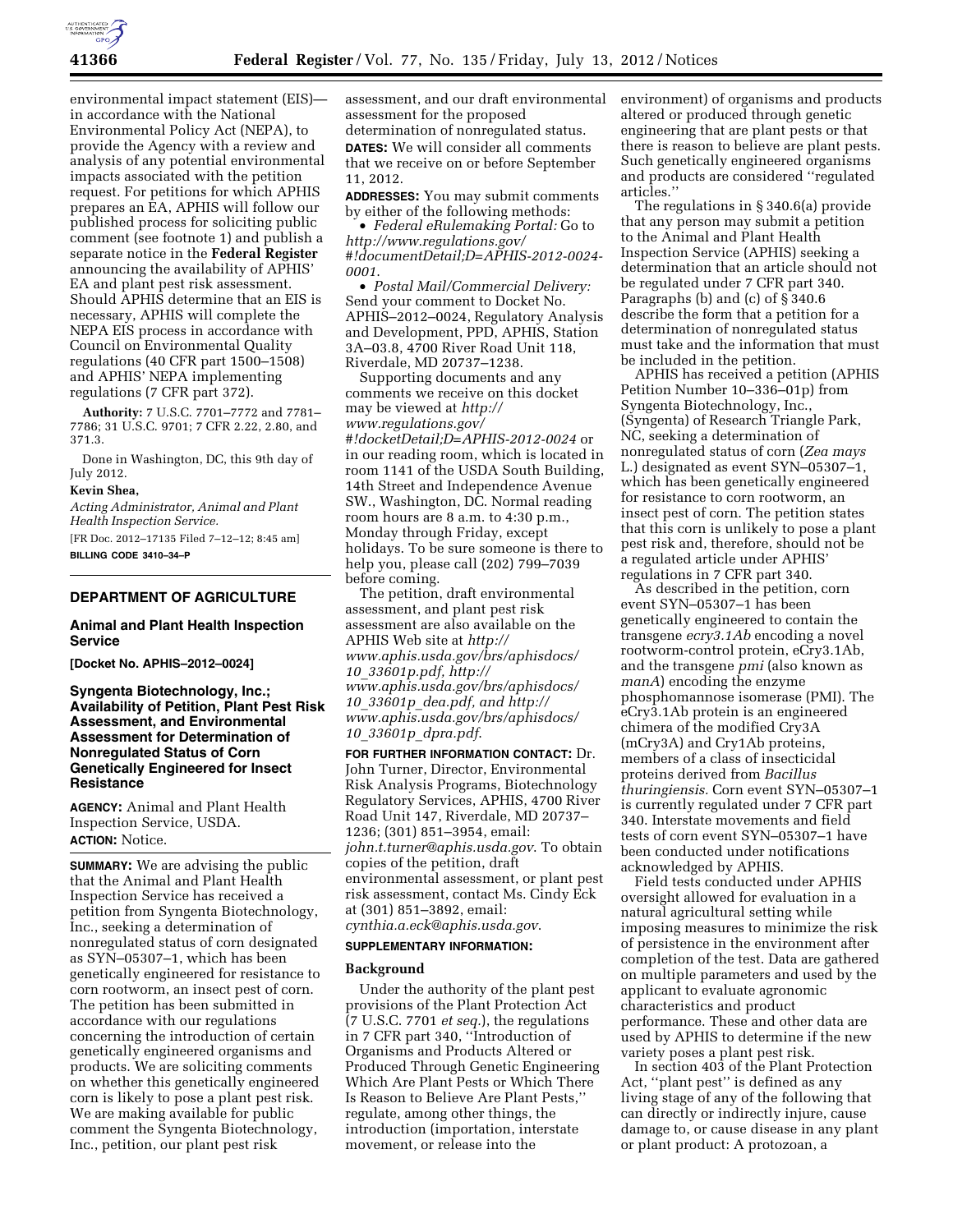environmental impact statement (EIS)—in accordance with the National Environmental Policy Act (NEPA), to provide the Agency with a review and analysis of any potential environmental impacts associated with the petition request. For petitions for which APHIS prepares an EA, APHIS will follow our published process for soliciting public comment (see footnote 1) and publish a separate notice in the **Federal Register** announcing the availability of APHIS' EA and plant pest risk assessment. Should APHIS determine that an EIS is necessary, APHIS will complete the NEPA EIS process in accordance with Council on Environmental Quality regulations (40 CFR part 1500–1508) and APHIS' NEPA implementing regulations (7 CFR part 372).

**Authority:** 7 U.S.C. 7701–7772 and 7781–7786; 31 U.S.C. 9701; 7 CFR 2.22, 2.80, and 371.3.

Done in Washington, DC, this 9th day of July 2012.

**Kevin Shea,**

*Acting Administrator, Animal and Plant Health Inspection Service.*

[FR Doc. 2012–17135 Filed 7–12–12; 8:45 am]

**BILLING CODE 3410–34–P**

## DEPARTMENT OF AGRICULTURE

### Animal and Plant Health Inspection Service

**[Docket No. APHIS–2012–0024]**

### Syngenta Biotechnology, Inc.; Availability of Petition, Plant Pest Risk Assessment, and Environmental Assessment for Determination of Nonregulated Status of Corn Genetically Engineered for Insect Resistance

**AGENCY:** Animal and Plant Health Inspection Service, USDA.

**ACTION:** Notice.

**SUMMARY:** We are advising the public that the Animal and Plant Health Inspection Service has received a petition from Syngenta Biotechnology, Inc., seeking a determination of nonregulated status of corn designated as SYN–05307–1, which has been genetically engineered for resistance to corn rootworm, an insect pest of corn. The petition has been submitted in accordance with our regulations concerning the introduction of certain genetically engineered organisms and products. We are soliciting comments on whether this genetically engineered corn is likely to pose a plant pest risk. We are making available for public comment the Syngenta Biotechnology, Inc., petition, our plant pest risk assessment, and our draft environmental assessment for the proposed determination of nonregulated status.

**DATES:** We will consider all comments that we receive on or before September 11, 2012.

**ADDRESSES:** You may submit comments by either of the following methods:

- *Federal eRulemaking Portal:* Go to *http://www.regulations.gov/#!documentDetail;D=APHIS-2012-0024-0001*.
- *Postal Mail/Commercial Delivery:* Send your comment to Docket No. APHIS–2012–0024, Regulatory Analysis and Development, PPD, APHIS, Station 3A–03.8, 4700 River Road Unit 118, Riverdale, MD 20737–1238.

Supporting documents and any comments we receive on this docket may be viewed at *http://www.regulations.gov/#!docketDetail;D=APHIS-2012-0024* or in our reading room, which is located in room 1141 of the USDA South Building, 14th Street and Independence Avenue SW., Washington, DC. Normal reading room hours are 8 a.m. to 4:30 p.m., Monday through Friday, except holidays. To be sure someone is there to help you, please call (202) 799–7039 before coming.

The petition, draft environmental assessment, and plant pest risk assessment are also available on the APHIS Web site at *http://www.aphis.usda.gov/brs/aphisdocs/10_33601p.pdf, http://www.aphis.usda.gov/brs/aphisdocs/10_33601p_dea.pdf, and http://www.aphis.usda.gov/brs/aphisdocs/10_33601p_dpra.pdf*.

**FOR FURTHER INFORMATION CONTACT:** Dr. John Turner, Director, Environmental Risk Analysis Programs, Biotechnology Regulatory Services, APHIS, 4700 River Road Unit 147, Riverdale, MD 20737–1236; (301) 851–3954, email: *john.t.turner@aphis.usda.gov*. To obtain copies of the petition, draft environmental assessment, or plant pest risk assessment, contact Ms. Cindy Eck at (301) 851–3892, email: *cynthia.a.eck@aphis.usda.gov*.

**SUPPLEMENTARY INFORMATION:**

#### Background

Under the authority of the plant pest provisions of the Plant Protection Act (7 U.S.C. 7701 *et seq.*), the regulations in 7 CFR part 340, ''Introduction of Organisms and Products Altered or Produced Through Genetic Engineering Which Are Plant Pests or Which There Is Reason to Believe Are Plant Pests,'' regulate, among other things, the introduction (importation, interstate movement, or release into the environment) of organisms and products altered or produced through genetic engineering that are plant pests or that there is reason to believe are plant pests. Such genetically engineered organisms and products are considered ''regulated articles.''

The regulations in § 340.6(a) provide that any person may submit a petition to the Animal and Plant Health Inspection Service (APHIS) seeking a determination that an article should not be regulated under 7 CFR part 340. Paragraphs (b) and (c) of § 340.6 describe the form that a petition for a determination of nonregulated status must take and the information that must be included in the petition.

APHIS has received a petition (APHIS Petition Number 10–336–01p) from Syngenta Biotechnology, Inc., (Syngenta) of Research Triangle Park, NC, seeking a determination of nonregulated status of corn (*Zea mays* L.) designated as event SYN–05307–1, which has been genetically engineered for resistance to corn rootworm, an insect pest of corn. The petition states that this corn is unlikely to pose a plant pest risk and, therefore, should not be a regulated article under APHIS' regulations in 7 CFR part 340.

As described in the petition, corn event SYN–05307–1 has been genetically engineered to contain the transgene *ecry3.1Ab* encoding a novel rootworm-control protein, eCry3.1Ab, and the transgene *pmi* (also known as *manA*) encoding the enzyme phosphomannose isomerase (PMI). The eCry3.1Ab protein is an engineered chimera of the modified Cry3A (mCry3A) and Cry1Ab proteins, members of a class of insecticidal proteins derived from *Bacillus thuringiensis.* Corn event SYN–05307–1 is currently regulated under 7 CFR part 340. Interstate movements and field tests of corn event SYN–05307–1 have been conducted under notifications acknowledged by APHIS.

Field tests conducted under APHIS oversight allowed for evaluation in a natural agricultural setting while imposing measures to minimize the risk of persistence in the environment after completion of the test. Data are gathered on multiple parameters and used by the applicant to evaluate agronomic characteristics and product performance. These and other data are used by APHIS to determine if the new variety poses a plant pest risk.

In section 403 of the Plant Protection Act, ''plant pest'' is defined as any living stage of any of the following that can directly or indirectly injure, cause damage to, or cause disease in any plant or plant product: A protozoan, a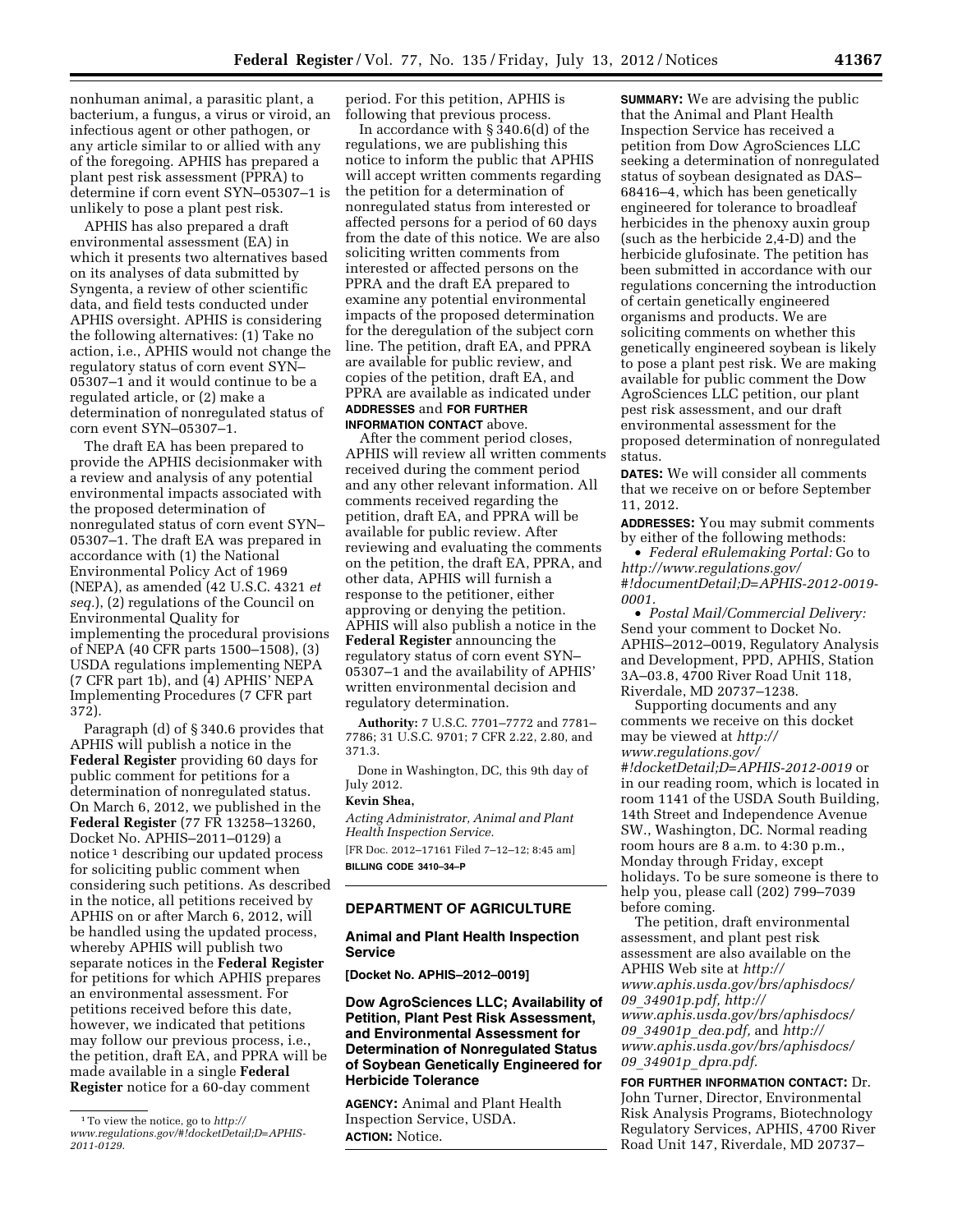nonhuman animal, a parasitic plant, a bacterium, a fungus, a virus or viroid, an infectious agent or other pathogen, or any article similar to or allied with any of the foregoing. APHIS has prepared a plant pest risk assessment (PPRA) to determine if corn event SYN–05307–1 is unlikely to pose a plant pest risk.

APHIS has also prepared a draft environmental assessment (EA) in which it presents two alternatives based on its analyses of data submitted by Syngenta, a review of other scientific data, and field tests conducted under APHIS oversight. APHIS is considering the following alternatives: (1) Take no action, i.e., APHIS would not change the regulatory status of corn event SYN–05307–1 and it would continue to be a regulated article, or (2) make a determination of nonregulated status of corn event SYN–05307–1.

The draft EA has been prepared to provide the APHIS decisionmaker with a review and analysis of any potential environmental impacts associated with the proposed determination of nonregulated status of corn event SYN–05307–1. The draft EA was prepared in accordance with (1) the National Environmental Policy Act of 1969 (NEPA), as amended (42 U.S.C. 4321 *et seq.*), (2) regulations of the Council on Environmental Quality for implementing the procedural provisions of NEPA (40 CFR parts 1500–1508), (3) USDA regulations implementing NEPA (7 CFR part 1b), and (4) APHIS' NEPA Implementing Procedures (7 CFR part 372).

Paragraph (d) of § 340.6 provides that APHIS will publish a notice in the **Federal Register** providing 60 days for public comment for petitions for a determination of nonregulated status. On March 6, 2012, we published in the **Federal Register** (77 FR 13258–13260, Docket No. APHIS–2011–0129) a notice[1] describing our updated process for soliciting public comment when considering such petitions. As described in the notice, all petitions received by APHIS on or after March 6, 2012, will be handled using the updated process, whereby APHIS will publish two separate notices in the **Federal Register** for petitions for which APHIS prepares an environmental assessment. For petitions received before this date, however, we indicated that petitions may follow our previous process, i.e., the petition, draft EA, and PPRA will be made available in a single **Federal Register** notice for a 60-day comment period. For this petition, APHIS is following that previous process.

In accordance with § 340.6(d) of the regulations, we are publishing this notice to inform the public that APHIS will accept written comments regarding the petition for a determination of nonregulated status from interested or affected persons for a period of 60 days from the date of this notice. We are also soliciting written comments from interested or affected persons on the PPRA and the draft EA prepared to examine any potential environmental impacts of the proposed determination for the deregulation of the subject corn line. The petition, draft EA, and PPRA are available for public review, and copies of the petition, draft EA, and PPRA are available as indicated under **ADDRESSES** and **FOR FURTHER INFORMATION CONTACT** above.

After the comment period closes, APHIS will review all written comments received during the comment period and any other relevant information. All comments received regarding the petition, draft EA, and PPRA will be available for public review. After reviewing and evaluating the comments on the petition, the draft EA, PPRA, and other data, APHIS will furnish a response to the petitioner, either approving or denying the petition. APHIS will also publish a notice in the **Federal Register** announcing the regulatory status of corn event SYN–05307–1 and the availability of APHIS' written environmental decision and regulatory determination.

**Authority:** 7 U.S.C. 7701–7772 and 7781–7786; 31 U.S.C. 9701; 7 CFR 2.22, 2.80, and 371.3.

Done in Washington, DC, this 9th day of July 2012.

**Kevin Shea,**

*Acting Administrator, Animal and Plant Health Inspection Service.*

[FR Doc. 2012–17161 Filed 7–12–12; 8:45 am]

**BILLING CODE 3410–34–P**

[1] To view the notice, go to *http://www.regulations.gov/#!docketDetail;D=APHIS-2011-0129.*

## DEPARTMENT OF AGRICULTURE

### Animal and Plant Health Inspection Service

**[Docket No. APHIS–2012–0019]**

### Dow AgroSciences LLC; Availability of Petition, Plant Pest Risk Assessment, and Environmental Assessment for Determination of Nonregulated Status of Soybean Genetically Engineered for Herbicide Tolerance

**AGENCY:** Animal and Plant Health Inspection Service, USDA.

**ACTION:** Notice.

**SUMMARY:** We are advising the public that the Animal and Plant Health Inspection Service has received a petition from Dow AgroSciences LLC seeking a determination of nonregulated status of soybean designated as DAS–68416–4, which has been genetically engineered for tolerance to broadleaf herbicides in the phenoxy auxin group (such as the herbicide 2,4-D) and the herbicide glufosinate. The petition has been submitted in accordance with our regulations concerning the introduction of certain genetically engineered organisms and products. We are soliciting comments on whether this genetically engineered soybean is likely to pose a plant pest risk. We are making available for public comment the Dow AgroSciences LLC petition, our plant pest risk assessment, and our draft environmental assessment for the proposed determination of nonregulated status.

**DATES:** We will consider all comments that we receive on or before September 11, 2012.

**ADDRESSES:** You may submit comments by either of the following methods:

- *Federal eRulemaking Portal:* Go to *http://www.regulations.gov/#!documentDetail;D=APHIS-2012-0019-0001.*
- *Postal Mail/Commercial Delivery:* Send your comment to Docket No. APHIS–2012–0019, Regulatory Analysis and Development, PPD, APHIS, Station 3A–03.8, 4700 River Road Unit 118, Riverdale, MD 20737–1238.

Supporting documents and any comments we receive on this docket may be viewed at *http://www.regulations.gov/#!docketDetail;D=APHIS-2012-0019* or in our reading room, which is located in room 1141 of the USDA South Building, 14th Street and Independence Avenue SW., Washington, DC. Normal reading room hours are 8 a.m. to 4:30 p.m., Monday through Friday, except holidays. To be sure someone is there to help you, please call (202) 799–7039 before coming.

The petition, draft environmental assessment, and plant pest risk assessment are also available on the APHIS Web site at *http://www.aphis.usda.gov/brs/aphisdocs/09_34901p.pdf, http://www.aphis.usda.gov/brs/aphisdocs/09_34901p_dea.pdf,* and *http://www.aphis.usda.gov/brs/aphisdocs/09_34901p_dpra.pdf.*

**FOR FURTHER INFORMATION CONTACT:** Dr. John Turner, Director, Environmental Risk Analysis Programs, Biotechnology Regulatory Services, APHIS, 4700 River Road Unit 147, Riverdale, MD 20737–